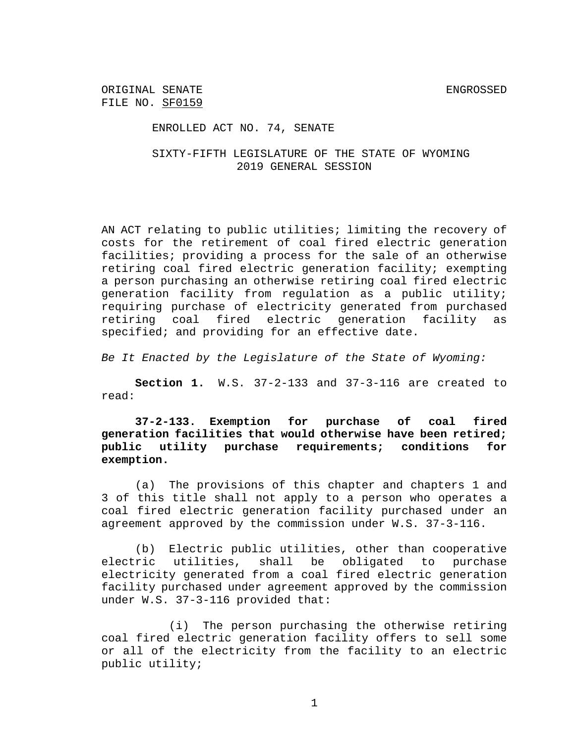ORIGINAL SENATE FILE NO. SF0159 ENGROSSED

ENROLLED ACT NO. 74, SENATE

SIXTY-FIFTH LEGISLATURE OF THE STATE OF WYOMING
2019 GENERAL SESSION

AN ACT relating to public utilities; limiting the recovery of costs for the retirement of coal fired electric generation facilities; providing a process for the sale of an otherwise retiring coal fired electric generation facility; exempting a person purchasing an otherwise retiring coal fired electric generation facility from regulation as a public utility; requiring purchase of electricity generated from purchased retiring coal fired electric generation facility as specified; and providing for an effective date.

*Be It Enacted by the Legislature of the State of Wyoming:*

**Section 1.** W.S. 37-2-133 and 37-3-116 are created to read:

**37-2-133. Exemption for purchase of coal fired generation facilities that would otherwise have been retired; public utility purchase requirements; conditions for exemption.**

(a) The provisions of this chapter and chapters 1 and 3 of this title shall not apply to a person who operates a coal fired electric generation facility purchased under an agreement approved by the commission under W.S. 37-3-116.

(b) Electric public utilities, other than cooperative electric utilities, shall be obligated to purchase electricity generated from a coal fired electric generation facility purchased under agreement approved by the commission under W.S. 37-3-116 provided that:

(i) The person purchasing the otherwise retiring coal fired electric generation facility offers to sell some or all of the electricity from the facility to an electric public utility;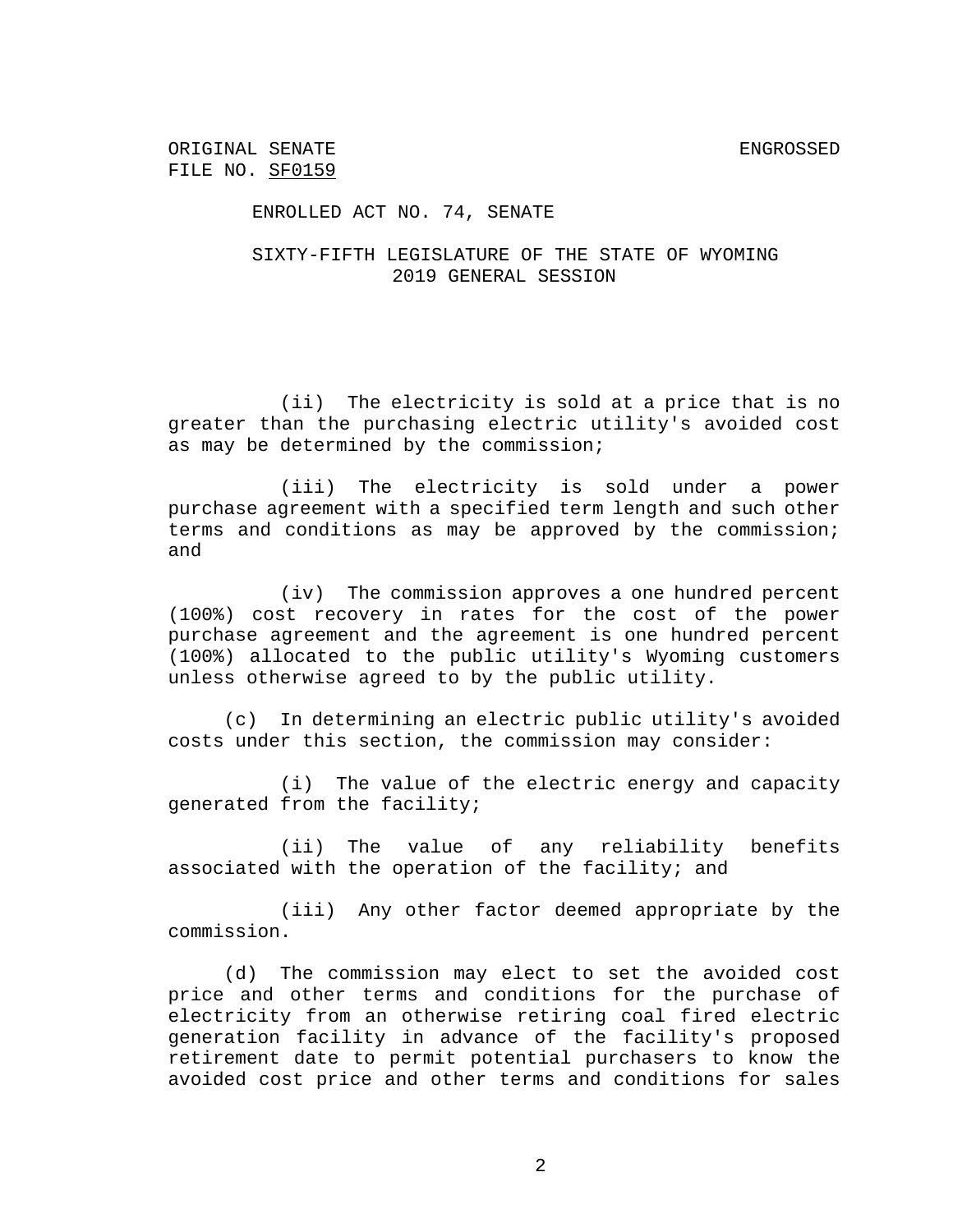(ii) The electricity is sold at a price that is no greater than the purchasing electric utility's avoided cost as may be determined by the commission;

(iii) The electricity is sold under a power purchase agreement with a specified term length and such other terms and conditions as may be approved by the commission; and

(iv) The commission approves a one hundred percent (100%) cost recovery in rates for the cost of the power purchase agreement and the agreement is one hundred percent (100%) allocated to the public utility's Wyoming customers unless otherwise agreed to by the public utility.

(c) In determining an electric public utility's avoided costs under this section, the commission may consider:

(i) The value of the electric energy and capacity generated from the facility;

(ii) The value of any reliability benefits associated with the operation of the facility; and

(iii) Any other factor deemed appropriate by the commission.

(d) The commission may elect to set the avoided cost price and other terms and conditions for the purchase of electricity from an otherwise retiring coal fired electric generation facility in advance of the facility's proposed retirement date to permit potential purchasers to know the avoided cost price and other terms and conditions for sales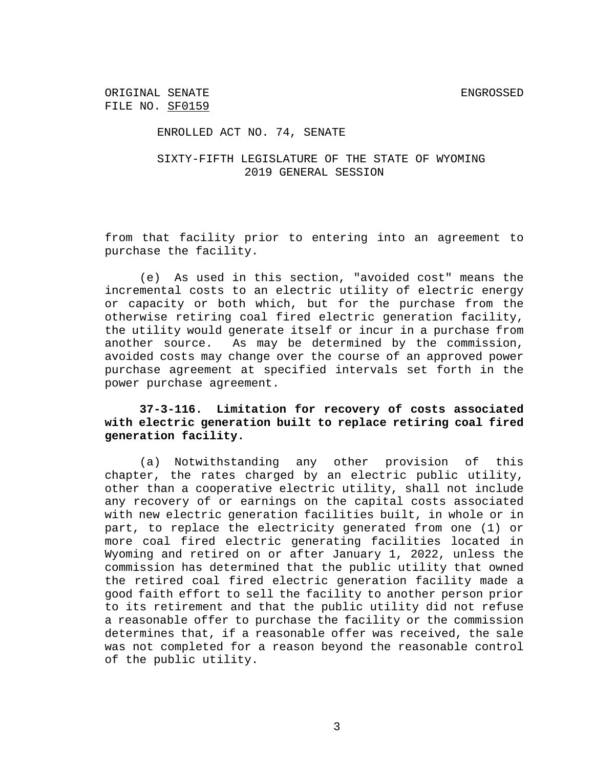from that facility prior to entering into an agreement to purchase the facility.

(e) As used in this section, "avoided cost" means the incremental costs to an electric utility of electric energy or capacity or both which, but for the purchase from the otherwise retiring coal fired electric generation facility, the utility would generate itself or incur in a purchase from another source. As may be determined by the commission, avoided costs may change over the course of an approved power purchase agreement at specified intervals set forth in the power purchase agreement.

**37-3-116. Limitation for recovery of costs associated with electric generation built to replace retiring coal fired generation facility.**

(a) Notwithstanding any other provision of this chapter, the rates charged by an electric public utility, other than a cooperative electric utility, shall not include any recovery of or earnings on the capital costs associated with new electric generation facilities built, in whole or in part, to replace the electricity generated from one (1) or more coal fired electric generating facilities located in Wyoming and retired on or after January 1, 2022, unless the commission has determined that the public utility that owned the retired coal fired electric generation facility made a good faith effort to sell the facility to another person prior to its retirement and that the public utility did not refuse a reasonable offer to purchase the facility or the commission determines that, if a reasonable offer was received, the sale was not completed for a reason beyond the reasonable control of the public utility.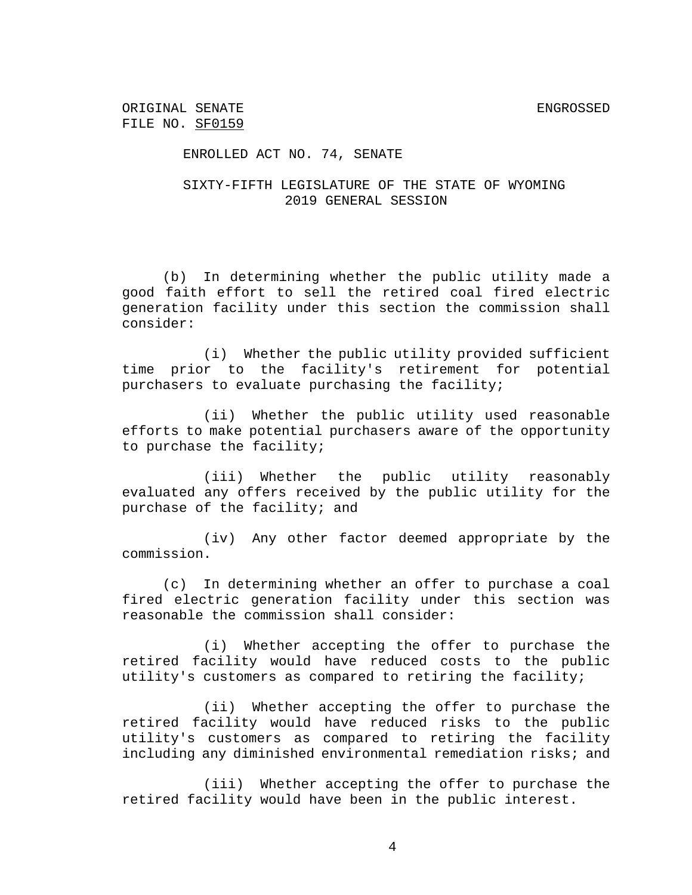(b) In determining whether the public utility made a good faith effort to sell the retired coal fired electric generation facility under this section the commission shall consider:

(i) Whether the public utility provided sufficient time prior to the facility's retirement for potential purchasers to evaluate purchasing the facility;

(ii) Whether the public utility used reasonable efforts to make potential purchasers aware of the opportunity to purchase the facility;

(iii) Whether the public utility reasonably evaluated any offers received by the public utility for the purchase of the facility; and

(iv) Any other factor deemed appropriate by the commission.

(c) In determining whether an offer to purchase a coal fired electric generation facility under this section was reasonable the commission shall consider:

(i) Whether accepting the offer to purchase the retired facility would have reduced costs to the public utility's customers as compared to retiring the facility;

(ii) Whether accepting the offer to purchase the retired facility would have reduced risks to the public utility's customers as compared to retiring the facility including any diminished environmental remediation risks; and

(iii) Whether accepting the offer to purchase the retired facility would have been in the public interest.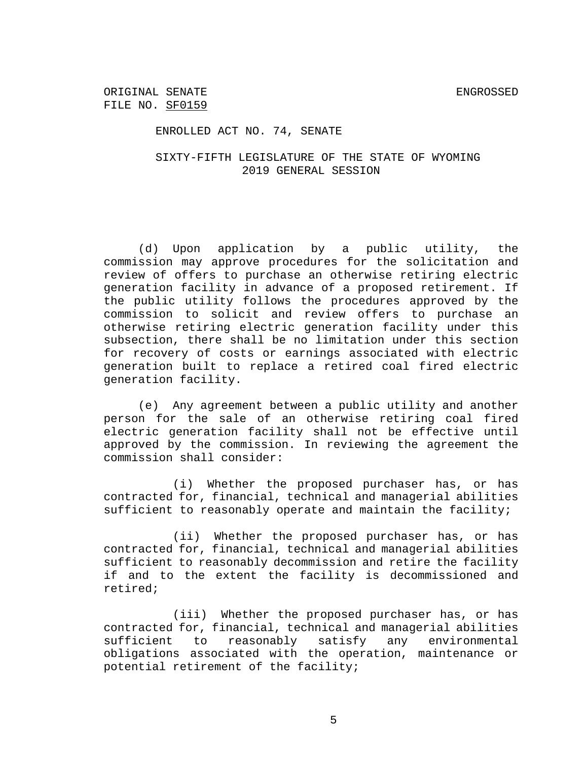(d) Upon application by a public utility, the commission may approve procedures for the solicitation and review of offers to purchase an otherwise retiring electric generation facility in advance of a proposed retirement. If the public utility follows the procedures approved by the commission to solicit and review offers to purchase an otherwise retiring electric generation facility under this subsection, there shall be no limitation under this section for recovery of costs or earnings associated with electric generation built to replace a retired coal fired electric generation facility.

(e) Any agreement between a public utility and another person for the sale of an otherwise retiring coal fired electric generation facility shall not be effective until approved by the commission. In reviewing the agreement the commission shall consider:

(i) Whether the proposed purchaser has, or has contracted for, financial, technical and managerial abilities sufficient to reasonably operate and maintain the facility;

(ii) Whether the proposed purchaser has, or has contracted for, financial, technical and managerial abilities sufficient to reasonably decommission and retire the facility if and to the extent the facility is decommissioned and retired;

(iii) Whether the proposed purchaser has, or has contracted for, financial, technical and managerial abilities sufficient to reasonably satisfy any environmental obligations associated with the operation, maintenance or potential retirement of the facility;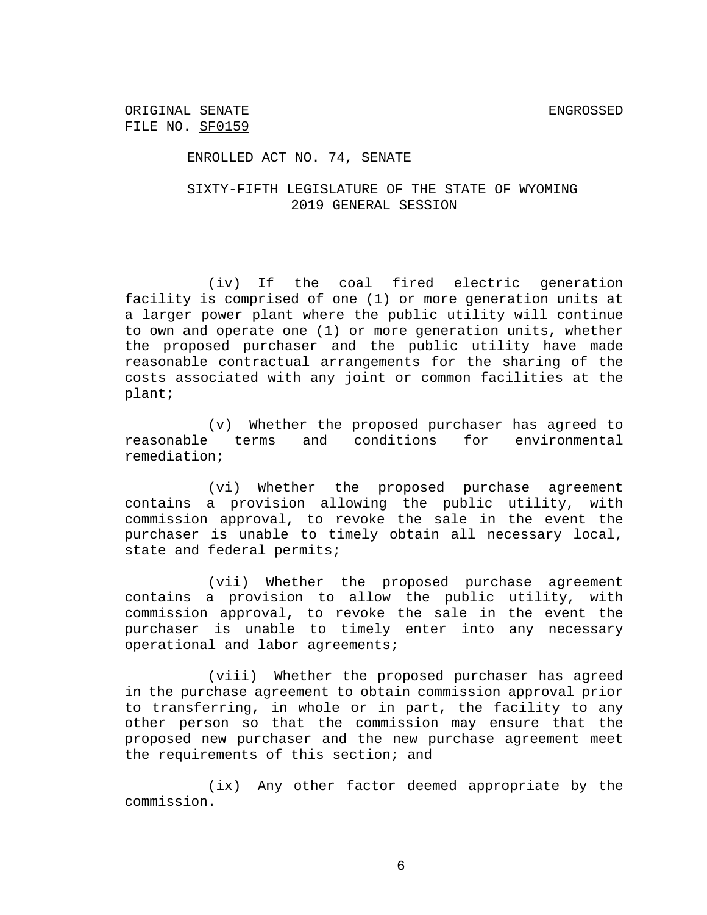(iv) If the coal fired electric generation facility is comprised of one (1) or more generation units at a larger power plant where the public utility will continue to own and operate one (1) or more generation units, whether the proposed purchaser and the public utility have made reasonable contractual arrangements for the sharing of the costs associated with any joint or common facilities at the plant;

(v) Whether the proposed purchaser has agreed to reasonable terms and conditions for environmental remediation;

(vi) Whether the proposed purchase agreement contains a provision allowing the public utility, with commission approval, to revoke the sale in the event the purchaser is unable to timely obtain all necessary local, state and federal permits;

(vii) Whether the proposed purchase agreement contains a provision to allow the public utility, with commission approval, to revoke the sale in the event the purchaser is unable to timely enter into any necessary operational and labor agreements;

(viii) Whether the proposed purchaser has agreed in the purchase agreement to obtain commission approval prior to transferring, in whole or in part, the facility to any other person so that the commission may ensure that the proposed new purchaser and the new purchase agreement meet the requirements of this section; and

(ix) Any other factor deemed appropriate by the commission.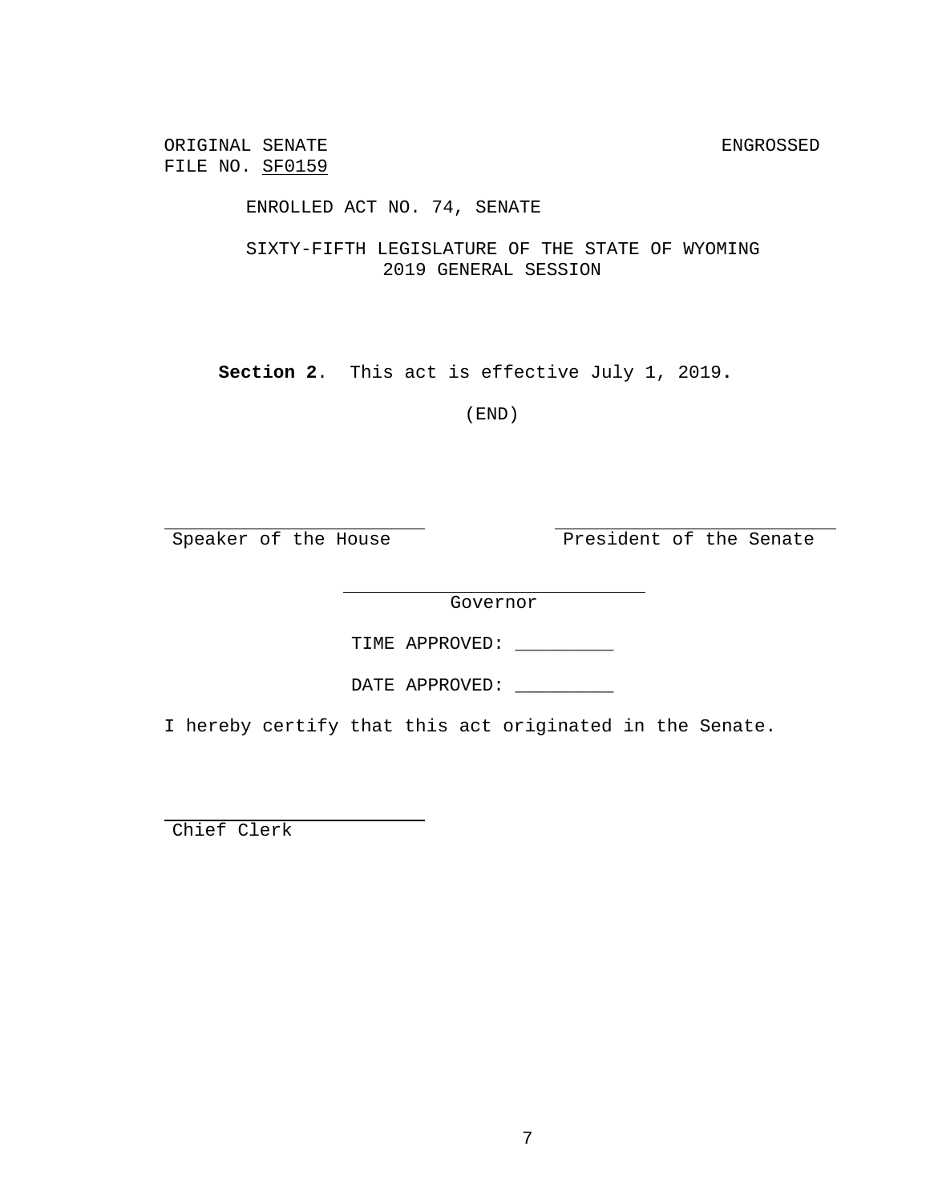ORIGINAL SENATE FILE NO. SF0159 ENGROSSED

ENROLLED ACT NO. 74, SENATE

SIXTY-FIFTH LEGISLATURE OF THE STATE OF WYOMING
2019 GENERAL SESSION

**Section 2**. This act is effective July 1, 2019.

(END)

Speaker of the House

President of the Senate

Governor

TIME APPROVED: _________

DATE APPROVED: _________

I hereby certify that this act originated in the Senate.

Chief Clerk